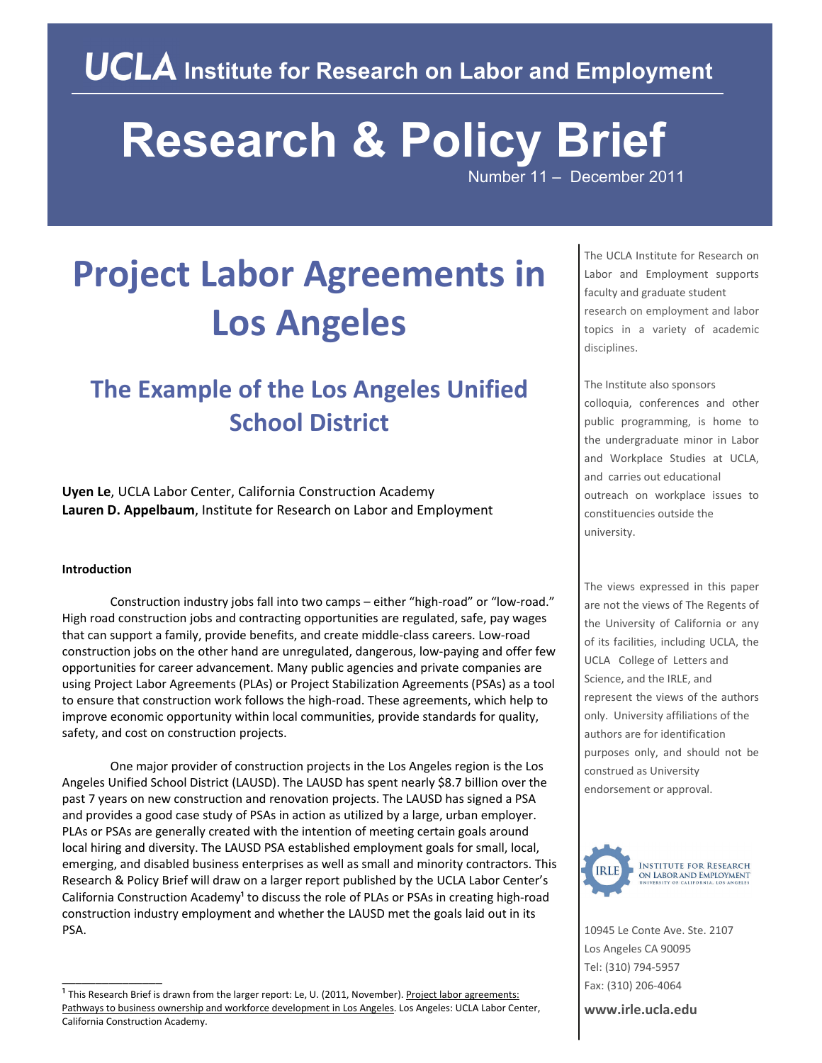# UCLA Institute for Research on Labor and Employment

# Research & Policy Brief

Number 11 – December 2011

# Project Labor Agreements in Los Angeles

## The Example of the Los Angeles Unified School District

**Uyen Le**, UCLA Labor Center, California Construction Academy
**Lauren D. Appelbaum**, Institute for Research on Labor and Employment

### Introduction

Construction industry jobs fall into two camps – either "high-road" or "low-road." High road construction jobs and contracting opportunities are regulated, safe, pay wages that can support a family, provide benefits, and create middle-class careers. Low-road construction jobs on the other hand are unregulated, dangerous, low-paying and offer few opportunities for career advancement. Many public agencies and private companies are using Project Labor Agreements (PLAs) or Project Stabilization Agreements (PSAs) as a tool to ensure that construction work follows the high-road. These agreements, which help to improve economic opportunity within local communities, provide standards for quality, safety, and cost on construction projects.

One major provider of construction projects in the Los Angeles region is the Los Angeles Unified School District (LAUSD). The LAUSD has spent nearly $8.7 billion over the past 7 years on new construction and renovation projects. The LAUSD has signed a PSA and provides a good case study of PSAs in action as utilized by a large, urban employer. PLAs or PSAs are generally created with the intention of meeting certain goals around local hiring and diversity. The LAUSD PSA established employment goals for small, local, emerging, and disabled business enterprises as well as small and minority contractors. This Research & Policy Brief will draw on a larger report published by the UCLA Labor Center's California Construction Academy[1] to discuss the role of PLAs or PSAs in creating high-road construction industry employment and whether the LAUSD met the goals laid out in its PSA.

---

The UCLA Institute for Research on Labor and Employment supports faculty and graduate student research on employment and labor topics in a variety of academic disciplines.

The Institute also sponsors colloquia, conferences and other public programming, is home to the undergraduate minor in Labor and Workplace Studies at UCLA, and carries out educational outreach on workplace issues to constituencies outside the university.

The views expressed in this paper are not the views of The Regents of the University of California or any of its facilities, including UCLA, the UCLA College of Letters and Science, and the IRLE, and represent the views of the authors only. University affiliations of the authors are for identification purposes only, and should not be construed as University endorsement or approval.

IRLE Institute for Research on Labor and Employment, University of California, Los Angeles

10945 Le Conte Ave. Ste. 2107
Los Angeles CA 90095
Tel: (310) 794-5957
Fax: (310) 206-4064

**www.irle.ucla.edu**

---

[1] This Research Brief is drawn from the larger report: Le, U. (2011, November). Project labor agreements: Pathways to business ownership and workforce development in Los Angeles. Los Angeles: UCLA Labor Center, California Construction Academy.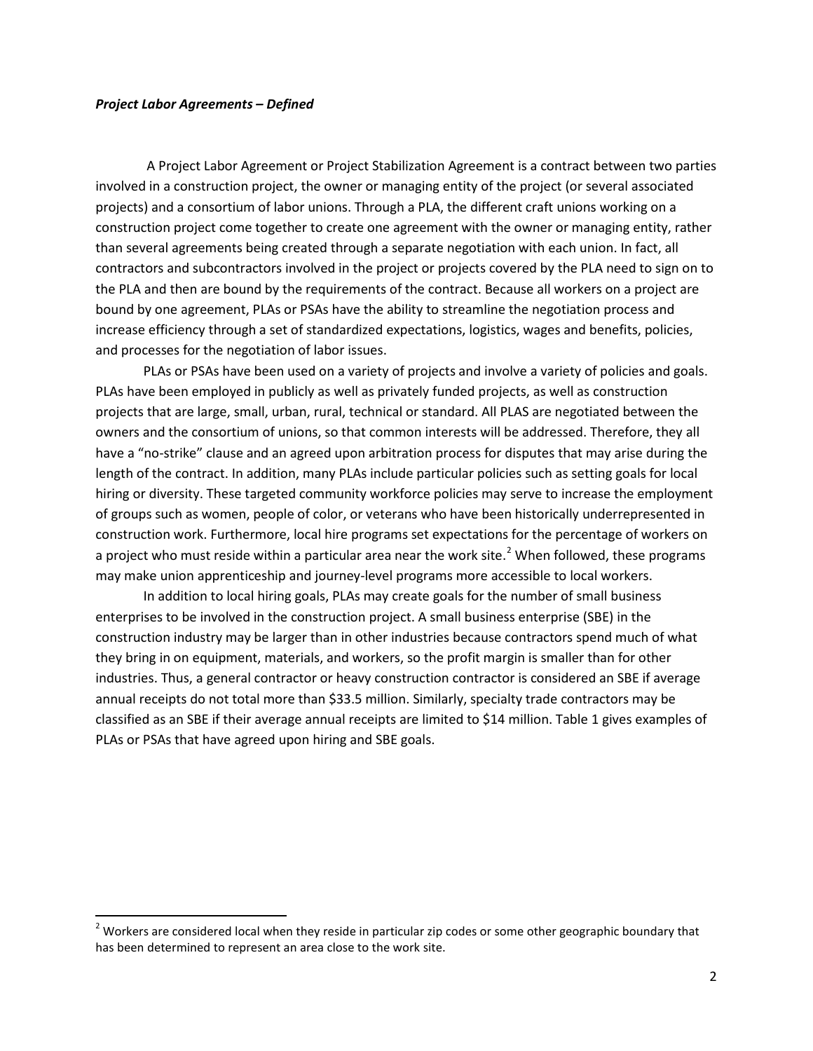***Project Labor Agreements – Defined***

A Project Labor Agreement or Project Stabilization Agreement is a contract between two parties involved in a construction project, the owner or managing entity of the project (or several associated projects) and a consortium of labor unions. Through a PLA, the different craft unions working on a construction project come together to create one agreement with the owner or managing entity, rather than several agreements being created through a separate negotiation with each union. In fact, all contractors and subcontractors involved in the project or projects covered by the PLA need to sign on to the PLA and then are bound by the requirements of the contract. Because all workers on a project are bound by one agreement, PLAs or PSAs have the ability to streamline the negotiation process and increase efficiency through a set of standardized expectations, logistics, wages and benefits, policies, and processes for the negotiation of labor issues.

PLAs or PSAs have been used on a variety of projects and involve a variety of policies and goals. PLAs have been employed in publicly as well as privately funded projects, as well as construction projects that are large, small, urban, rural, technical or standard. All PLAS are negotiated between the owners and the consortium of unions, so that common interests will be addressed. Therefore, they all have a "no-strike" clause and an agreed upon arbitration process for disputes that may arise during the length of the contract. In addition, many PLAs include particular policies such as setting goals for local hiring or diversity. These targeted community workforce policies may serve to increase the employment of groups such as women, people of color, or veterans who have been historically underrepresented in construction work. Furthermore, local hire programs set expectations for the percentage of workers on a project who must reside within a particular area near the work site.[2] When followed, these programs may make union apprenticeship and journey-level programs more accessible to local workers.

In addition to local hiring goals, PLAs may create goals for the number of small business enterprises to be involved in the construction project. A small business enterprise (SBE) in the construction industry may be larger than in other industries because contractors spend much of what they bring in on equipment, materials, and workers, so the profit margin is smaller than for other industries. Thus, a general contractor or heavy construction contractor is considered an SBE if average annual receipts do not total more than $33.5 million. Similarly, specialty trade contractors may be classified as an SBE if their average annual receipts are limited to $14 million. Table 1 gives examples of PLAs or PSAs that have agreed upon hiring and SBE goals.

---

[2] Workers are considered local when they reside in particular zip codes or some other geographic boundary that has been determined to represent an area close to the work site.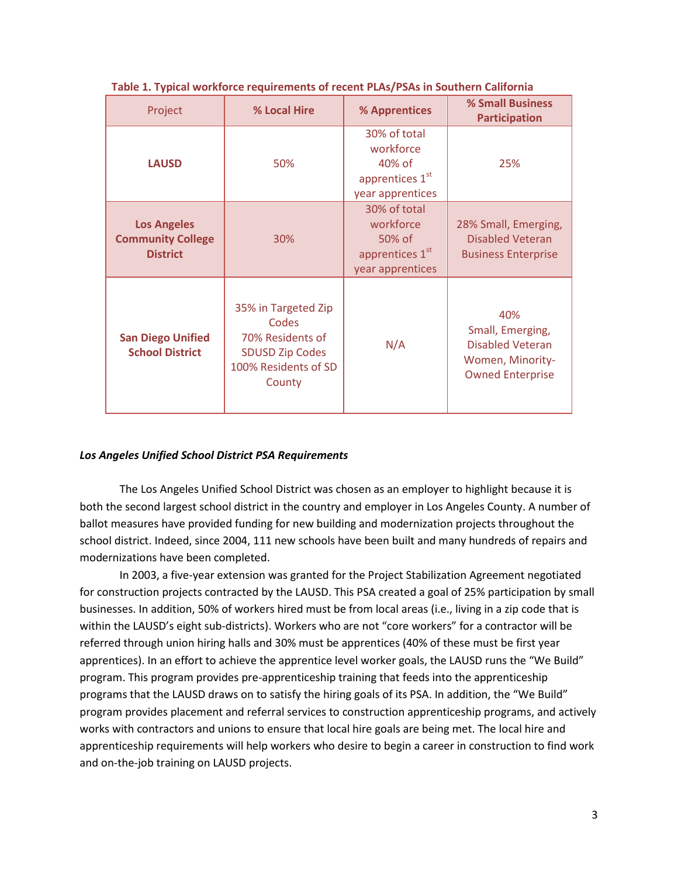**Table 1. Typical workforce requirements of recent PLAs/PSAs in Southern California**

| Project | % Local Hire | % Apprentices | % Small Business Participation |
|---|---|---|---|
| **LAUSD** | 50% | 30% of total workforce 40% of apprentices 1st year apprentices | 25% |
| **Los Angeles Community College District** | 30% | 30% of total workforce 50% of apprentices 1st year apprentices | 28% Small, Emerging, Disabled Veteran Business Enterprise |
| **San Diego Unified School District** | 35% in Targeted Zip Codes 70% Residents of SDUSD Zip Codes 100% Residents of SD County | N/A | 40% Small, Emerging, Disabled Veteran Women, Minority-Owned Enterprise |

***Los Angeles Unified School District PSA Requirements***

The Los Angeles Unified School District was chosen as an employer to highlight because it is both the second largest school district in the country and employer in Los Angeles County. A number of ballot measures have provided funding for new building and modernization projects throughout the school district. Indeed, since 2004, 111 new schools have been built and many hundreds of repairs and modernizations have been completed.

In 2003, a five-year extension was granted for the Project Stabilization Agreement negotiated for construction projects contracted by the LAUSD. This PSA created a goal of 25% participation by small businesses. In addition, 50% of workers hired must be from local areas (i.e., living in a zip code that is within the LAUSD's eight sub-districts). Workers who are not "core workers" for a contractor will be referred through union hiring halls and 30% must be apprentices (40% of these must be first year apprentices). In an effort to achieve the apprentice level worker goals, the LAUSD runs the "We Build" program. This program provides pre-apprenticeship training that feeds into the apprenticeship programs that the LAUSD draws on to satisfy the hiring goals of its PSA. In addition, the "We Build" program provides placement and referral services to construction apprenticeship programs, and actively works with contractors and unions to ensure that local hire goals are being met. The local hire and apprenticeship requirements will help workers who desire to begin a career in construction to find work and on-the-job training on LAUSD projects.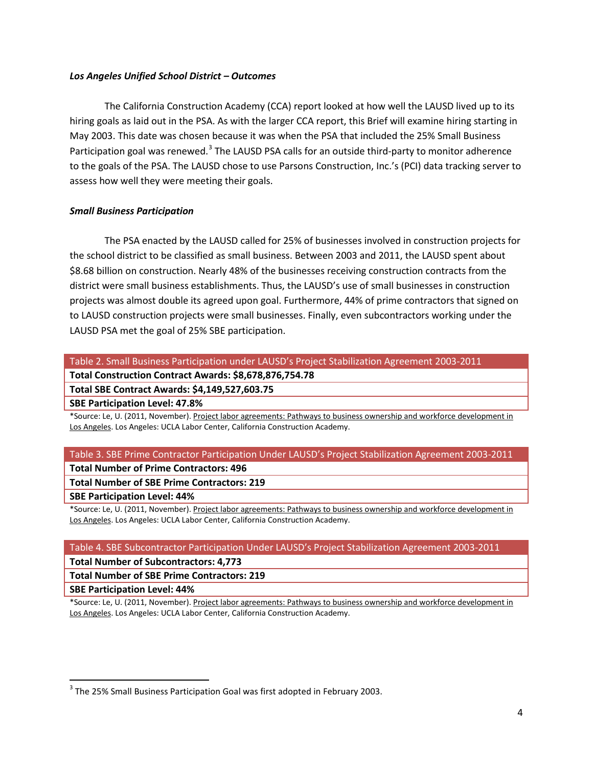### *Los Angeles Unified School District – Outcomes*

The California Construction Academy (CCA) report looked at how well the LAUSD lived up to its hiring goals as laid out in the PSA. As with the larger CCA report, this Brief will examine hiring starting in May 2003. This date was chosen because it was when the PSA that included the 25% Small Business Participation goal was renewed.[3] The LAUSD PSA calls for an outside third-party to monitor adherence to the goals of the PSA. The LAUSD chose to use Parsons Construction, Inc.'s (PCI) data tracking server to assess how well they were meeting their goals.

### *Small Business Participation*

The PSA enacted by the LAUSD called for 25% of businesses involved in construction projects for the school district to be classified as small business. Between 2003 and 2011, the LAUSD spent about $8.68 billion on construction. Nearly 48% of the businesses receiving construction contracts from the district were small business establishments. Thus, the LAUSD's use of small businesses in construction projects was almost double its agreed upon goal. Furthermore, 44% of prime contractors that signed on to LAUSD construction projects were small businesses. Finally, even subcontractors working under the LAUSD PSA met the goal of 25% SBE participation.

| Table 2. Small Business Participation under LAUSD's Project Stabilization Agreement 2003-2011 |
|---|
| **Total Construction Contract Awards: $8,678,876,754.78** |
| **Total SBE Contract Awards: $4,149,527,603.75** |
| **SBE Participation Level: 47.8%** |

*Source: Le, U. (2011, November). Project labor agreements: Pathways to business ownership and workforce development in Los Angeles. Los Angeles: UCLA Labor Center, California Construction Academy.

| Table 3. SBE Prime Contractor Participation Under LAUSD's Project Stabilization Agreement 2003-2011 |
|---|
| **Total Number of Prime Contractors: 496** |
| **Total Number of SBE Prime Contractors: 219** |
| **SBE Participation Level: 44%** |

*Source: Le, U. (2011, November). Project labor agreements: Pathways to business ownership and workforce development in Los Angeles. Los Angeles: UCLA Labor Center, California Construction Academy.

| Table 4. SBE Subcontractor Participation Under LAUSD's Project Stabilization Agreement 2003-2011 |
|---|
| **Total Number of Subcontractors: 4,773** |
| **Total Number of SBE Prime Contractors: 219** |
| **SBE Participation Level: 44%** |

*Source: Le, U. (2011, November). Project labor agreements: Pathways to business ownership and workforce development in Los Angeles. Los Angeles: UCLA Labor Center, California Construction Academy.

---

[3] The 25% Small Business Participation Goal was first adopted in February 2003.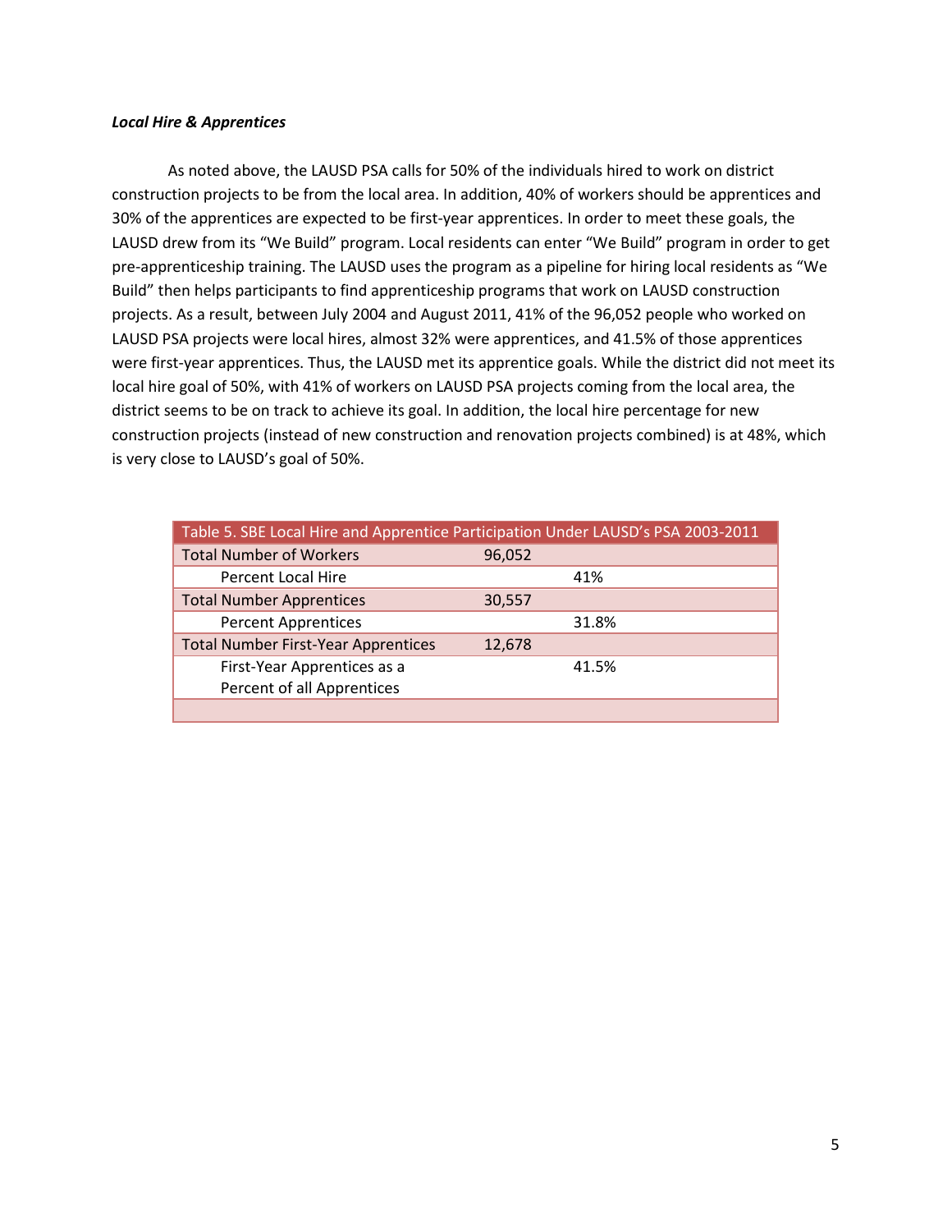***Local Hire & Apprentices***

As noted above, the LAUSD PSA calls for 50% of the individuals hired to work on district construction projects to be from the local area. In addition, 40% of workers should be apprentices and 30% of the apprentices are expected to be first-year apprentices. In order to meet these goals, the LAUSD drew from its "We Build" program. Local residents can enter "We Build" program in order to get pre-apprenticeship training. The LAUSD uses the program as a pipeline for hiring local residents as "We Build" then helps participants to find apprenticeship programs that work on LAUSD construction projects. As a result, between July 2004 and August 2011, 41% of the 96,052 people who worked on LAUSD PSA projects were local hires, almost 32% were apprentices, and 41.5% of those apprentices were first-year apprentices. Thus, the LAUSD met its apprentice goals. While the district did not meet its local hire goal of 50%, with 41% of workers on LAUSD PSA projects coming from the local area, the district seems to be on track to achieve its goal. In addition, the local hire percentage for new construction projects (instead of new construction and renovation projects combined) is at 48%, which is very close to LAUSD's goal of 50%.

| Table 5. SBE Local Hire and Apprentice Participation Under LAUSD's PSA 2003-2011 | | |
|---|---|---|
| Total Number of Workers | 96,052 | |
| Percent Local Hire | | 41% |
| Total Number Apprentices | 30,557 | |
| Percent Apprentices | | 31.8% |
| Total Number First-Year Apprentices | 12,678 | |
| First-Year Apprentices as a Percent of all Apprentices | | 41.5% |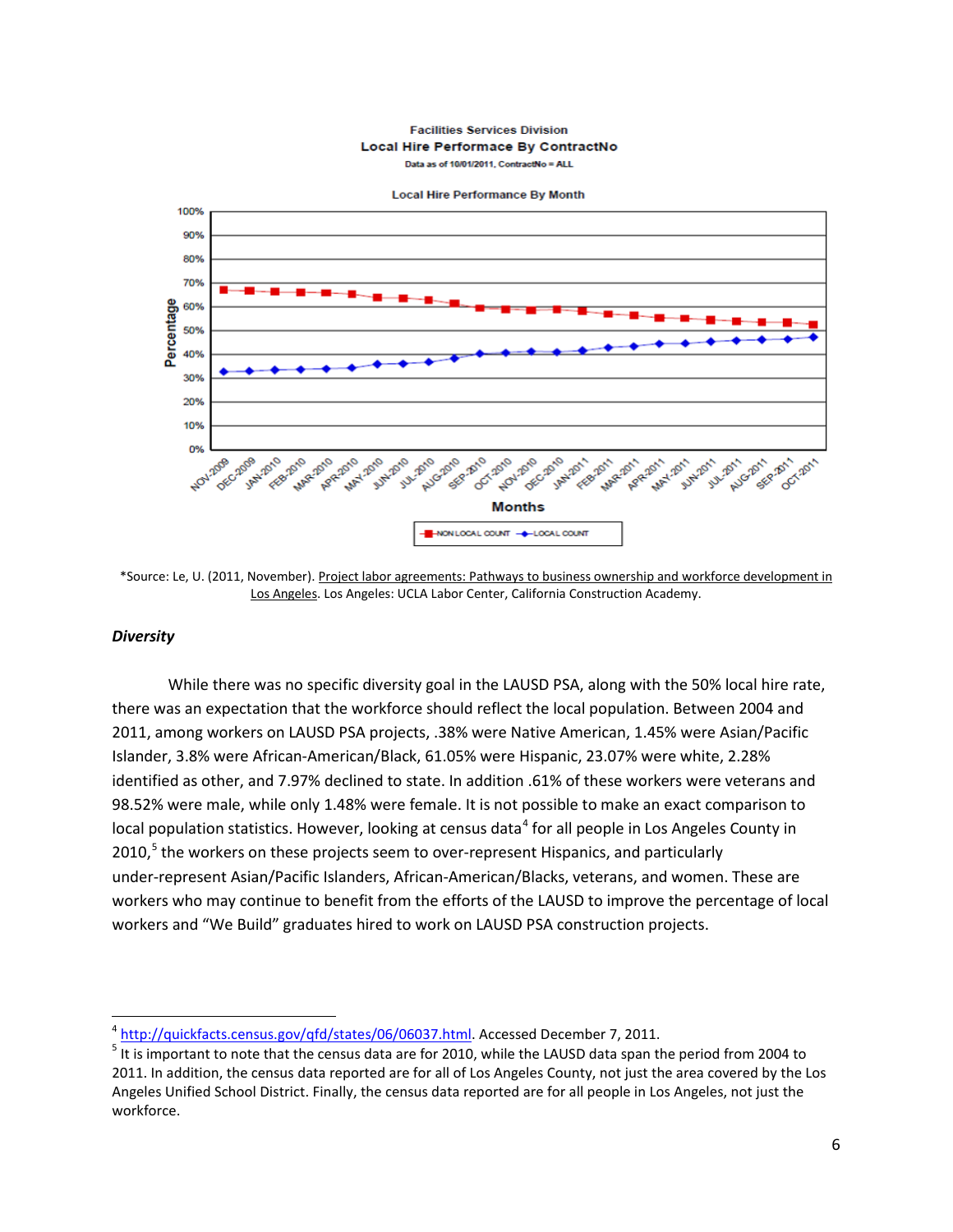Facilities Services Division

Local Hire Performace By ContractNo

Data as of 10/01/2011, ContractNo = ALL

Local Hire Performance By Month

*Source: Le, U. (2011, November). Project labor agreements: Pathways to business ownership and workforce development in Los Angeles. Los Angeles: UCLA Labor Center, California Construction Academy.

### *Diversity*

While there was no specific diversity goal in the LAUSD PSA, along with the 50% local hire rate, there was an expectation that the workforce should reflect the local population. Between 2004 and 2011, among workers on LAUSD PSA projects, .38% were Native American, 1.45% were Asian/Pacific Islander, 3.8% were African-American/Black, 61.05% were Hispanic, 23.07% were white, 2.28% identified as other, and 7.97% declined to state. In addition .61% of these workers were veterans and 98.52% were male, while only 1.48% were female. It is not possible to make an exact comparison to local population statistics. However, looking at census data[4] for all people in Los Angeles County in 2010,[5] the workers on these projects seem to over-represent Hispanics, and particularly under-represent Asian/Pacific Islanders, African-American/Blacks, veterans, and women. These are workers who may continue to benefit from the efforts of the LAUSD to improve the percentage of local workers and "We Build" graduates hired to work on LAUSD PSA construction projects.

---

[4] http://quickfacts.census.gov/qfd/states/06/06037.html. Accessed December 7, 2011.

[5] It is important to note that the census data are for 2010, while the LAUSD data span the period from 2004 to 2011. In addition, the census data reported are for all of Los Angeles County, not just the area covered by the Los Angeles Unified School District. Finally, the census data reported are for all people in Los Angeles, not just the workforce.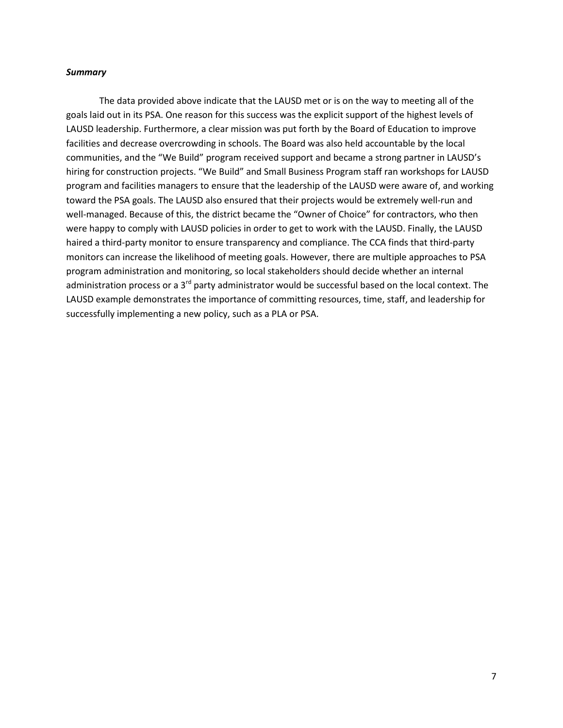***Summary***

The data provided above indicate that the LAUSD met or is on the way to meeting all of the goals laid out in its PSA. One reason for this success was the explicit support of the highest levels of LAUSD leadership. Furthermore, a clear mission was put forth by the Board of Education to improve facilities and decrease overcrowding in schools. The Board was also held accountable by the local communities, and the "We Build" program received support and became a strong partner in LAUSD's hiring for construction projects. "We Build" and Small Business Program staff ran workshops for LAUSD program and facilities managers to ensure that the leadership of the LAUSD were aware of, and working toward the PSA goals. The LAUSD also ensured that their projects would be extremely well-run and well-managed. Because of this, the district became the "Owner of Choice" for contractors, who then were happy to comply with LAUSD policies in order to get to work with the LAUSD. Finally, the LAUSD haired a third-party monitor to ensure transparency and compliance. The CCA finds that third-party monitors can increase the likelihood of meeting goals. However, there are multiple approaches to PSA program administration and monitoring, so local stakeholders should decide whether an internal administration process or a 3rd party administrator would be successful based on the local context. The LAUSD example demonstrates the importance of committing resources, time, staff, and leadership for successfully implementing a new policy, such as a PLA or PSA.